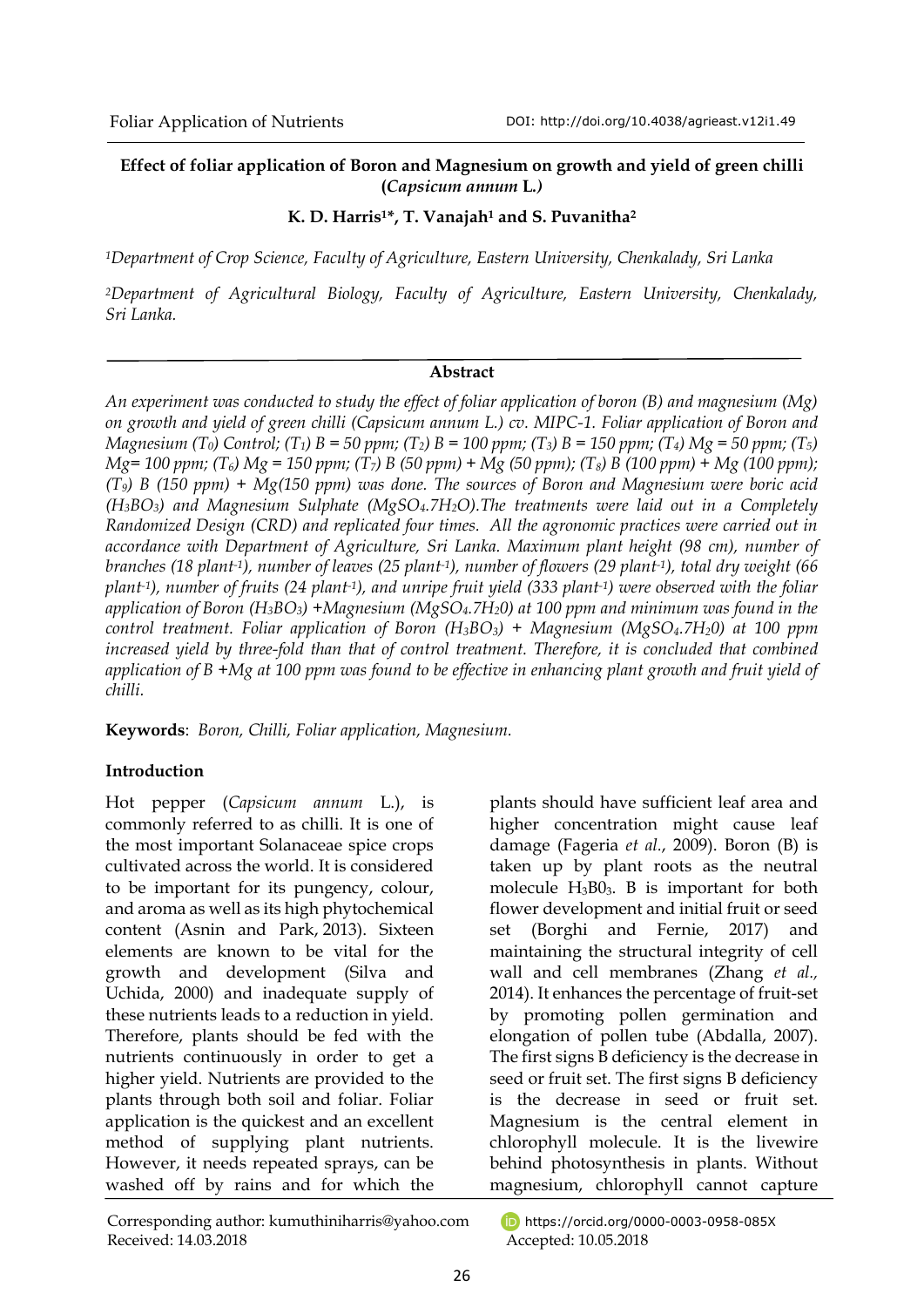# Effect of foliar application of Boron and Magnesium on growth and yield of green chilli (*Capsicum annum* L.)

**K. D. Harris[1]*, T. Vanajah[1] and S. Puvanitha[2]**

[1]*Department of Crop Science, Faculty of Agriculture, Eastern University, Chenkalady, Sri Lanka*

[2]*Department of Agricultural Biology, Faculty of Agriculture, Eastern University, Chenkalady, Sri Lanka.*

## Abstract

*An experiment was conducted to study the effect of foliar application of boron (B) and magnesium (Mg) on growth and yield of green chilli (Capsicum annum L.) cv. MIPC-1. Foliar application of Boron and Magnesium ($T_0$) Control; ($T_1$) B = 50 ppm; ($T_2$) B = 100 ppm; ($T_3$) B = 150 ppm; ($T_4$) Mg = 50 ppm; ($T_5$) Mg= 100 ppm; ($T_6$) Mg = 150 ppm; ($T_7$) B (50 ppm) + Mg (50 ppm); ($T_8$) B (100 ppm) + Mg (100 ppm); ($T_9$) B (150 ppm) + Mg(150 ppm) was done. The sources of Boron and Magnesium were boric acid ($H_3BO_3$) and Magnesium Sulphate ($MgSO_4.7H_2O$).The treatments were laid out in a Completely Randomized Design (CRD) and replicated four times. All the agronomic practices were carried out in accordance with Department of Agriculture, Sri Lanka. Maximum plant height (98 cm), number of branches (18 plant$^{-1}$), number of leaves (25 plant$^{-1}$), number of flowers (29 plant$^{-1}$), total dry weight (66 plant$^{-1}$), number of fruits (24 plant$^{-1}$), and unripe fruit yield (333 plant$^{-1}$) were observed with the foliar application of Boron ($H_3BO_3$) +Magnesium ($MgSO_4.7H_20$) at 100 ppm and minimum was found in the control treatment. Foliar application of Boron ($H_3BO_3$) + Magnesium ($MgSO_4.7H_20$) at 100 ppm increased yield by three-fold than that of control treatment. Therefore, it is concluded that combined application of B +Mg at 100 ppm was found to be effective in enhancing plant growth and fruit yield of chilli.*

**Keywords**: *Boron, Chilli, Foliar application, Magnesium.*

## Introduction

Hot pepper (*Capsicum annum* L.), is commonly referred to as chilli. It is one of the most important Solanaceae spice crops cultivated across the world. It is considered to be important for its pungency, colour, and aroma as well as its high phytochemical content (Asnin and Park, 2013). Sixteen elements are known to be vital for the growth and development (Silva and Uchida, 2000) and inadequate supply of these nutrients leads to a reduction in yield. Therefore, plants should be fed with the nutrients continuously in order to get a higher yield. Nutrients are provided to the plants through both soil and foliar. Foliar application is the quickest and an excellent method of supplying plant nutrients. However, it needs repeated sprays, can be washed off by rains and for which the plants should have sufficient leaf area and higher concentration might cause leaf damage (Fageria *et al*., 2009). Boron (B) is taken up by plant roots as the neutral molecule $H_3B0_3$. B is important for both flower development and initial fruit or seed set (Borghi and Fernie, 2017) and maintaining the structural integrity of cell wall and cell membranes (Zhang *et al*., 2014). It enhances the percentage of fruit-set by promoting pollen germination and elongation of pollen tube (Abdalla, 2007). The first signs B deficiency is the decrease in seed or fruit set. The first signs B deficiency is the decrease in seed or fruit set. Magnesium is the central element in chlorophyll molecule. It is the livewire behind photosynthesis in plants. Without magnesium, chlorophyll cannot capture

Corresponding author: kumuthiniharris@yahoo.com
Received: 14.03.2018
https://orcid.org/0000-0003-0958-085X
Accepted: 10.05.2018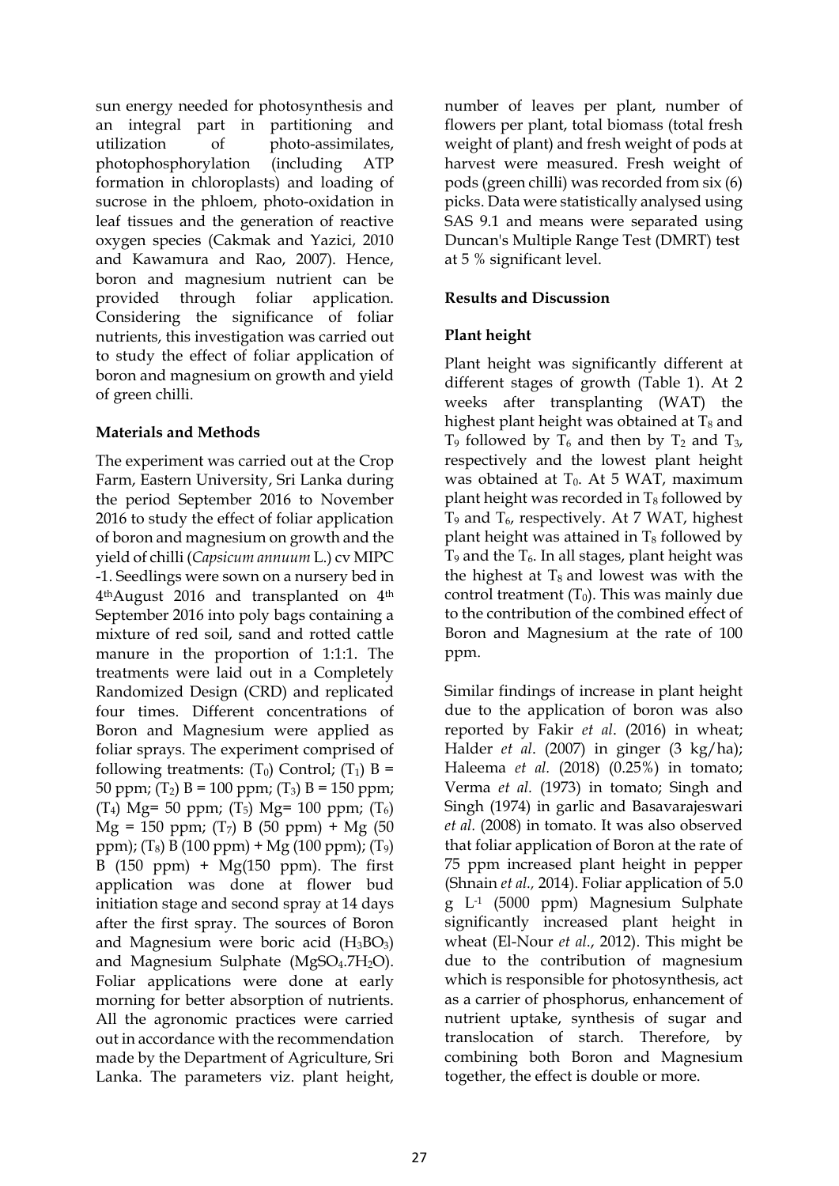sun energy needed for photosynthesis and an integral part in partitioning and utilization of photo-assimilates, photophosphorylation (including ATP formation in chloroplasts) and loading of sucrose in the phloem, photo-oxidation in leaf tissues and the generation of reactive oxygen species (Cakmak and Yazici, 2010 and Kawamura and Rao, 2007). Hence, boron and magnesium nutrient can be provided through foliar application. Considering the significance of foliar nutrients, this investigation was carried out to study the effect of foliar application of boron and magnesium on growth and yield of green chilli.

## Materials and Methods

The experiment was carried out at the Crop Farm, Eastern University, Sri Lanka during the period September 2016 to November 2016 to study the effect of foliar application of boron and magnesium on growth and the yield of chilli (*Capsicum annuum* L.) cv MIPC -1. Seedlings were sown on a nursery bed in 4th August 2016 and transplanted on 4th September 2016 into poly bags containing a mixture of red soil, sand and rotted cattle manure in the proportion of 1:1:1. The treatments were laid out in a Completely Randomized Design (CRD) and replicated four times. Different concentrations of Boron and Magnesium were applied as foliar sprays. The experiment comprised of following treatments: ($T_0$) Control; ($T_1$) B = 50 ppm; ($T_2$) B = 100 ppm; ($T_3$) B = 150 ppm; ($T_4$) Mg= 50 ppm; ($T_5$) Mg= 100 ppm; ($T_6$) Mg = 150 ppm; ($T_7$) B (50 ppm) + Mg (50 ppm); ($T_8$) B (100 ppm) + Mg (100 ppm); ($T_9$) B (150 ppm) + Mg(150 ppm). The first application was done at flower bud initiation stage and second spray at 14 days after the first spray. The sources of Boron and Magnesium were boric acid ($H_3BO_3$) and Magnesium Sulphate ($MgSO_4.7H_2O$). Foliar applications were done at early morning for better absorption of nutrients. All the agronomic practices were carried out in accordance with the recommendation made by the Department of Agriculture, Sri Lanka. The parameters viz. plant height, number of leaves per plant, number of flowers per plant, total biomass (total fresh weight of plant) and fresh weight of pods at harvest were measured. Fresh weight of pods (green chilli) was recorded from six (6) picks. Data were statistically analysed using SAS 9.1 and means were separated using Duncan's Multiple Range Test (DMRT) test at 5 % significant level.

## Results and Discussion

### Plant height

Plant height was significantly different at different stages of growth (Table 1). At 2 weeks after transplanting (WAT) the highest plant height was obtained at $T_8$ and $T_9$ followed by $T_6$ and then by $T_2$ and $T_3$, respectively and the lowest plant height was obtained at $T_0$. At 5 WAT, maximum plant height was recorded in $T_8$ followed by $T_9$ and $T_6$, respectively. At 7 WAT, highest plant height was attained in $T_8$ followed by $T_9$ and the $T_6$. In all stages, plant height was the highest at $T_8$ and lowest was with the control treatment ($T_0$). This was mainly due to the contribution of the combined effect of Boron and Magnesium at the rate of 100 ppm.

Similar findings of increase in plant height due to the application of boron was also reported by Fakir *et al*. (2016) in wheat; Halder *et al*. (2007) in ginger (3 kg/ha); Haleema *et al.* (2018) (0.25%) in tomato; Verma *et al.* (1973) in tomato; Singh and Singh (1974) in garlic and Basavarajeswari *et al.* (2008) in tomato. It was also observed that foliar application of Boron at the rate of 75 ppm increased plant height in pepper (Shnain *et al.,* 2014). Foliar application of 5.0 g $L^{-1}$ (5000 ppm) Magnesium Sulphate significantly increased plant height in wheat (El-Nour *et al*., 2012). This might be due to the contribution of magnesium which is responsible for photosynthesis, act as a carrier of phosphorus, enhancement of nutrient uptake, synthesis of sugar and translocation of starch. Therefore, by combining both Boron and Magnesium together, the effect is double or more.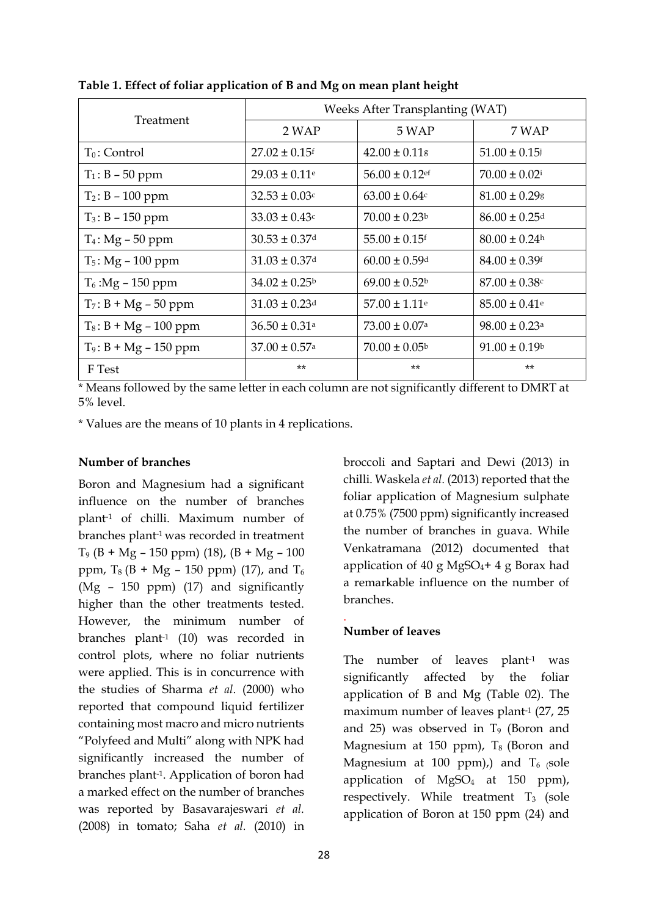**Table 1. Effect of foliar application of B and Mg on mean plant height**

| Treatment | Weeks After Transplanting (WAT) | | |
|---|---|---|---|
| | 2 WAP | 5 WAP | 7 WAP |
| $T_0$: Control | $27.02 \pm 0.15^{f}$ | $42.00 \pm 0.11^{g}$ | $51.00 \pm 0.15^{j}$ |
| $T_1$: B – 50 ppm | $29.03 \pm 0.11^{e}$ | $56.00 \pm 0.12^{ef}$ | $70.00 \pm 0.02^{i}$ |
| $T_2$: B – 100 ppm | $32.53 \pm 0.03^{c}$ | $63.00 \pm 0.64^{c}$ | $81.00 \pm 0.29^{g}$ |
| $T_3$: B – 150 ppm | $33.03 \pm 0.43^{c}$ | $70.00 \pm 0.23^{b}$ | $86.00 \pm 0.25^{d}$ |
| $T_4$: Mg – 50 ppm | $30.53 \pm 0.37^{d}$ | $55.00 \pm 0.15^{f}$ | $80.00 \pm 0.24^{h}$ |
| $T_5$: Mg – 100 ppm | $31.03 \pm 0.37^{d}$ | $60.00 \pm 0.59^{d}$ | $84.00 \pm 0.39^{f}$ |
| $T_6$ :Mg – 150 ppm | $34.02 \pm 0.25^{b}$ | $69.00 \pm 0.52^{b}$ | $87.00 \pm 0.38^{c}$ |
| $T_7$: B + Mg – 50 ppm | $31.03 \pm 0.23^{d}$ | $57.00 \pm 1.11^{e}$ | $85.00 \pm 0.41^{e}$ |
| $T_8$: B + Mg – 100 ppm | $36.50 \pm 0.31^{a}$ | $73.00 \pm 0.07^{a}$ | $98.00 \pm 0.23^{a}$ |
| $T_9$: B + Mg – 150 ppm | $37.00 \pm 0.57^{a}$ | $70.00 \pm 0.05^{b}$ | $91.00 \pm 0.19^{b}$ |
| F Test | ** | ** | ** |

* Means followed by the same letter in each column are not significantly different to DMRT at 5% level.

* Values are the means of 10 plants in 4 replications.

**Number of branches**

Boron and Magnesium had a significant influence on the number of branches plant$^{-1}$ of chilli. Maximum number of branches plant$^{-1}$ was recorded in treatment $T_9$ (B + Mg – 150 ppm) (18), (B + Mg – 100 ppm, $T_8$ (B + Mg – 150 ppm) (17), and $T_6$ (Mg – 150 ppm) (17) and significantly higher than the other treatments tested. However, the minimum number of branches plant$^{-1}$ (10) was recorded in control plots, where no foliar nutrients were applied. This is in concurrence with the studies of Sharma *et al*. (2000) who reported that compound liquid fertilizer containing most macro and micro nutrients "Polyfeed and Multi" along with NPK had significantly increased the number of branches plant$^{-1}$. Application of boron had a marked effect on the number of branches was reported by Basavarajeswari *et al.* (2008) in tomato; Saha *et al.* (2010) in broccoli and Saptari and Dewi (2013) in chilli. Waskela *et al.* (2013) reported that the foliar application of Magnesium sulphate at 0.75% (7500 ppm) significantly increased the number of branches in guava. While Venkatramana (2012) documented that application of 40 g $MgSO_4$+ 4 g Borax had a remarkable influence on the number of branches.

**Number of leaves**

The number of leaves plant$^{-1}$ was significantly affected by the foliar application of B and Mg (Table 02). The maximum number of leaves plant$^{-1}$ (27, 25 and 25) was observed in $T_9$ (Boron and Magnesium at 150 ppm), $T_8$ (Boron and Magnesium at 100 ppm),) and $T_6$ (sole application of $MgSO_4$ at 150 ppm), respectively. While treatment $T_3$ (sole application of Boron at 150 ppm (24) and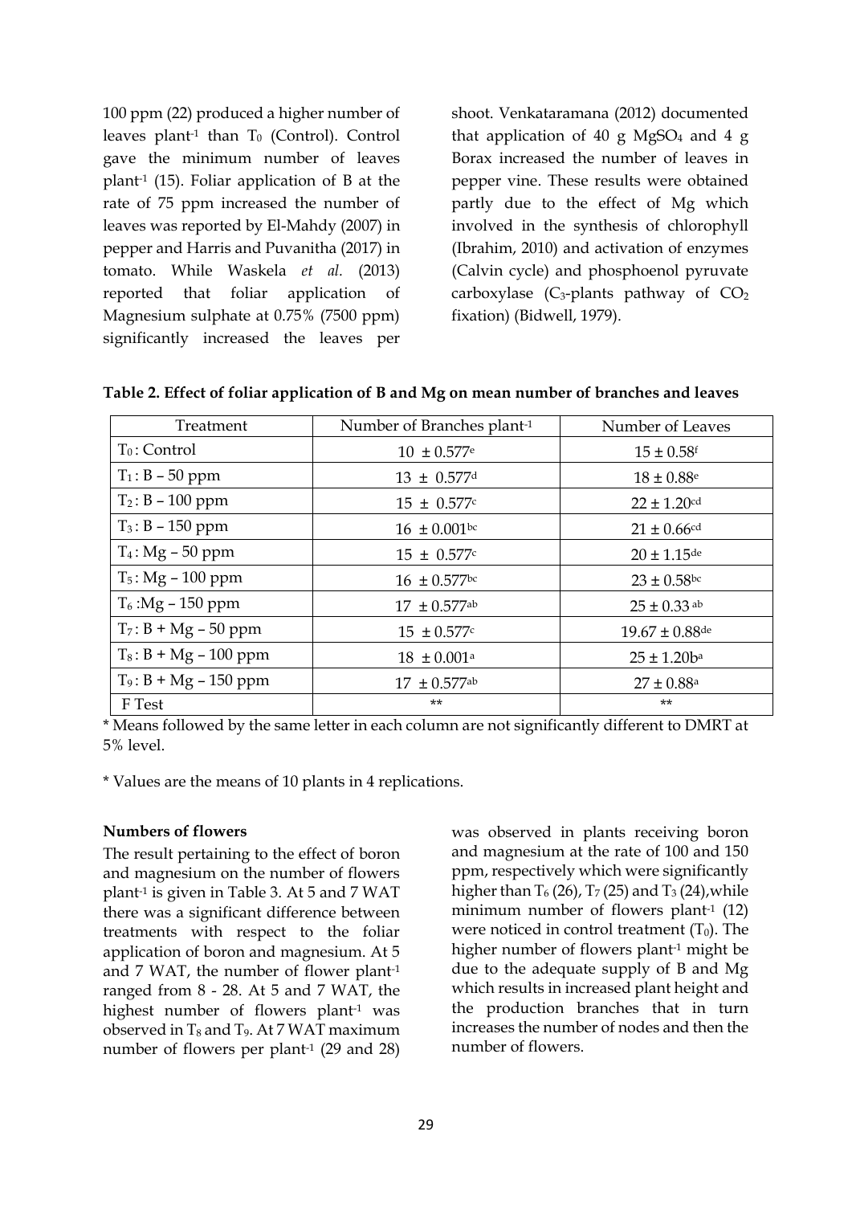100 ppm (22) produced a higher number of leaves plant$^{-1}$ than $T_0$ (Control). Control gave the minimum number of leaves plant$^{-1}$ (15). Foliar application of B at the rate of 75 ppm increased the number of leaves was reported by El-Mahdy (2007) in pepper and Harris and Puvanitha (2017) in tomato. While Waskela *et al.* (2013) reported that foliar application of Magnesium sulphate at 0.75% (7500 ppm) significantly increased the leaves per shoot. Venkataramana (2012) documented that application of 40 g $MgSO_4$ and 4 g Borax increased the number of leaves in pepper vine. These results were obtained partly due to the effect of Mg which involved in the synthesis of chlorophyll (Ibrahim, 2010) and activation of enzymes (Calvin cycle) and phosphoenol pyruvate carboxylase ($C_3$-plants pathway of $CO_2$ fixation) (Bidwell, 1979).

**Table 2. Effect of foliar application of B and Mg on mean number of branches and leaves**

| Treatment | Number of Branches plant$^{-1}$ | Number of Leaves |
|---|---|---|
| $T_0$ : Control | $10 \pm 0.577^{e}$ | $15 \pm 0.58^{f}$ |
| $T_1$ : B – 50 ppm | $13 \pm 0.577^{d}$ | $18 \pm 0.88^{e}$ |
| $T_2$ : B – 100 ppm | $15 \pm 0.577^{c}$ | $22 \pm 1.20^{cd}$ |
| $T_3$ : B – 150 ppm | $16 \pm 0.001^{bc}$ | $21 \pm 0.66^{cd}$ |
| $T_4$ : Mg – 50 ppm | $15 \pm 0.577^{c}$ | $20 \pm 1.15^{de}$ |
| $T_5$ : Mg – 100 ppm | $16 \pm 0.577^{bc}$ | $23 \pm 0.58^{bc}$ |
| $T_6$ :Mg – 150 ppm | $17 \pm 0.577^{ab}$ | $25 \pm 0.33^{ab}$ |
| $T_7$ : B + Mg – 50 ppm | $15 \pm 0.577^{c}$ | $19.67 \pm 0.88^{de}$ |
| $T_8$ : B + Mg – 100 ppm | $18 \pm 0.001^{a}$ | $25 \pm 1.20b^{a}$ |
| $T_9$ : B + Mg – 150 ppm | $17 \pm 0.577^{ab}$ | $27 \pm 0.88^{a}$ |
| F Test | ** | ** |

* Means followed by the same letter in each column are not significantly different to DMRT at 5% level.

* Values are the means of 10 plants in 4 replications.

**Numbers of flowers**

The result pertaining to the effect of boron and magnesium on the number of flowers plant$^{-1}$ is given in Table 3. At 5 and 7 WAT there was a significant difference between treatments with respect to the foliar application of boron and magnesium. At 5 and 7 WAT, the number of flower plant$^{-1}$ ranged from 8 - 28. At 5 and 7 WAT, the highest number of flowers plant$^{-1}$ was observed in $T_8$ and $T_9$. At 7 WAT maximum number of flowers per plant$^{-1}$ (29 and 28) was observed in plants receiving boron and magnesium at the rate of 100 and 150 ppm, respectively which were significantly higher than $T_6$ (26), $T_7$ (25) and $T_3$ (24),while minimum number of flowers plant$^{-1}$ (12) were noticed in control treatment ($T_0$). The higher number of flowers plant$^{-1}$ might be due to the adequate supply of B and Mg which results in increased plant height and the production branches that in turn increases the number of nodes and then the number of flowers.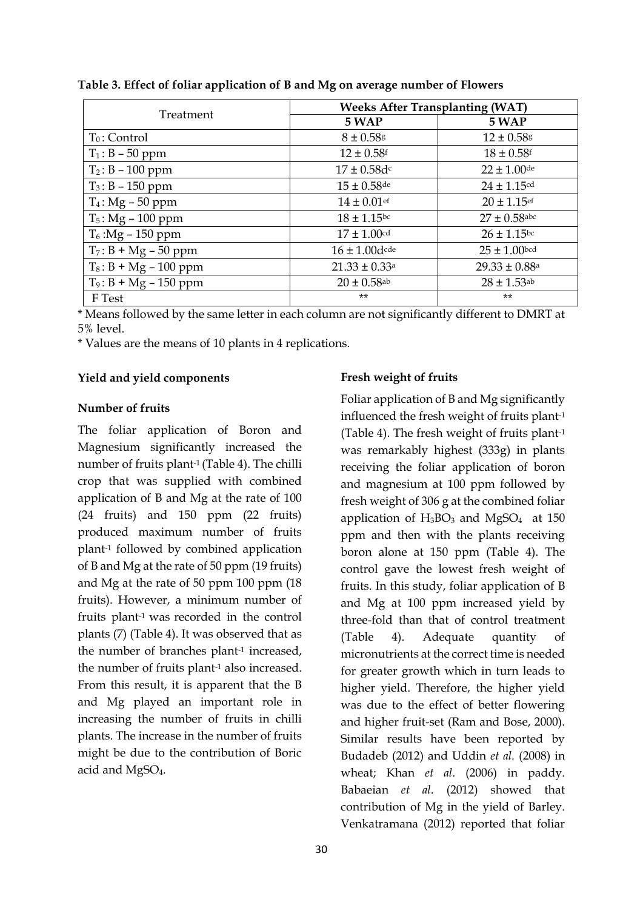**Table 3. Effect of foliar application of B and Mg on average number of Flowers**

| Treatment | Weeks After Transplanting (WAT) | |
|---|---|---|
| | 5 WAP | 5 WAP |
| $T_0$ : Control | 8 ± 0.58[g] | 12 ± 0.58[g] |
| $T_1$ : B – 50 ppm | 12 ± 0.58[f] | 18 ± 0.58[f] |
| $T_2$ : B – 100 ppm | 17 ± 0.58d[c] | 22 ± 1.00[de] |
| $T_3$ : B – 150 ppm | 15 ± 0.58[de] | 24 ± 1.15[cd] |
| $T_4$ : Mg – 50 ppm | 14 ± 0.01[ef] | 20 ± 1.15[ef] |
| $T_5$ : Mg – 100 ppm | 18 ± 1.15[bc] | 27 ± 0.58[abc] |
| $T_6$ :Mg – 150 ppm | 17 ± 1.00[cd] | 26 ± 1.15[bc] |
| $T_7$ : B + Mg – 50 ppm | 16 ± 1.00d[cde] | 25 ± 1.00[bcd] |
| $T_8$ : B + Mg – 100 ppm | 21.33 ± 0.33[a] | 29.33 ± 0.88[a] |
| $T_9$ : B + Mg – 150 ppm | 20 ± 0.58[ab] | 28 ± 1.53[ab] |
| F Test | ** | ** |

* Means followed by the same letter in each column are not significantly different to DMRT at 5% level.

* Values are the means of 10 plants in 4 replications.

### Yield and yield components

#### Number of fruits

The foliar application of Boron and Magnesium significantly increased the number of fruits plant$^{-1}$ (Table 4). The chilli crop that was supplied with combined application of B and Mg at the rate of 100 (24 fruits) and 150 ppm (22 fruits) produced maximum number of fruits plant$^{-1}$ followed by combined application of B and Mg at the rate of 50 ppm (19 fruits) and Mg at the rate of 50 ppm 100 ppm (18 fruits). However, a minimum number of fruits plant$^{-1}$ was recorded in the control plants (7) (Table 4). It was observed that as the number of branches plant$^{-1}$ increased, the number of fruits plant$^{-1}$ also increased. From this result, it is apparent that the B and Mg played an important role in increasing the number of fruits in chilli plants. The increase in the number of fruits might be due to the contribution of Boric acid and $MgSO_4$.

#### Fresh weight of fruits

Foliar application of B and Mg significantly influenced the fresh weight of fruits plant$^{-1}$ (Table 4). The fresh weight of fruits plant$^{-1}$ was remarkably highest (333g) in plants receiving the foliar application of boron and magnesium at 100 ppm followed by fresh weight of 306 g at the combined foliar application of $H_3BO_3$ and $MgSO_4$ at 150 ppm and then with the plants receiving boron alone at 150 ppm (Table 4). The control gave the lowest fresh weight of fruits. In this study, foliar application of B and Mg at 100 ppm increased yield by three-fold than that of control treatment (Table 4). Adequate quantity of micronutrients at the correct time is needed for greater growth which in turn leads to higher yield. Therefore, the higher yield was due to the effect of better flowering and higher fruit-set (Ram and Bose, 2000). Similar results have been reported by Budadeb (2012) and Uddin *et al.* (2008) in wheat; Khan *et al*. (2006) in paddy. Babaeian *et al*. (2012) showed that contribution of Mg in the yield of Barley. Venkatramana (2012) reported that foliar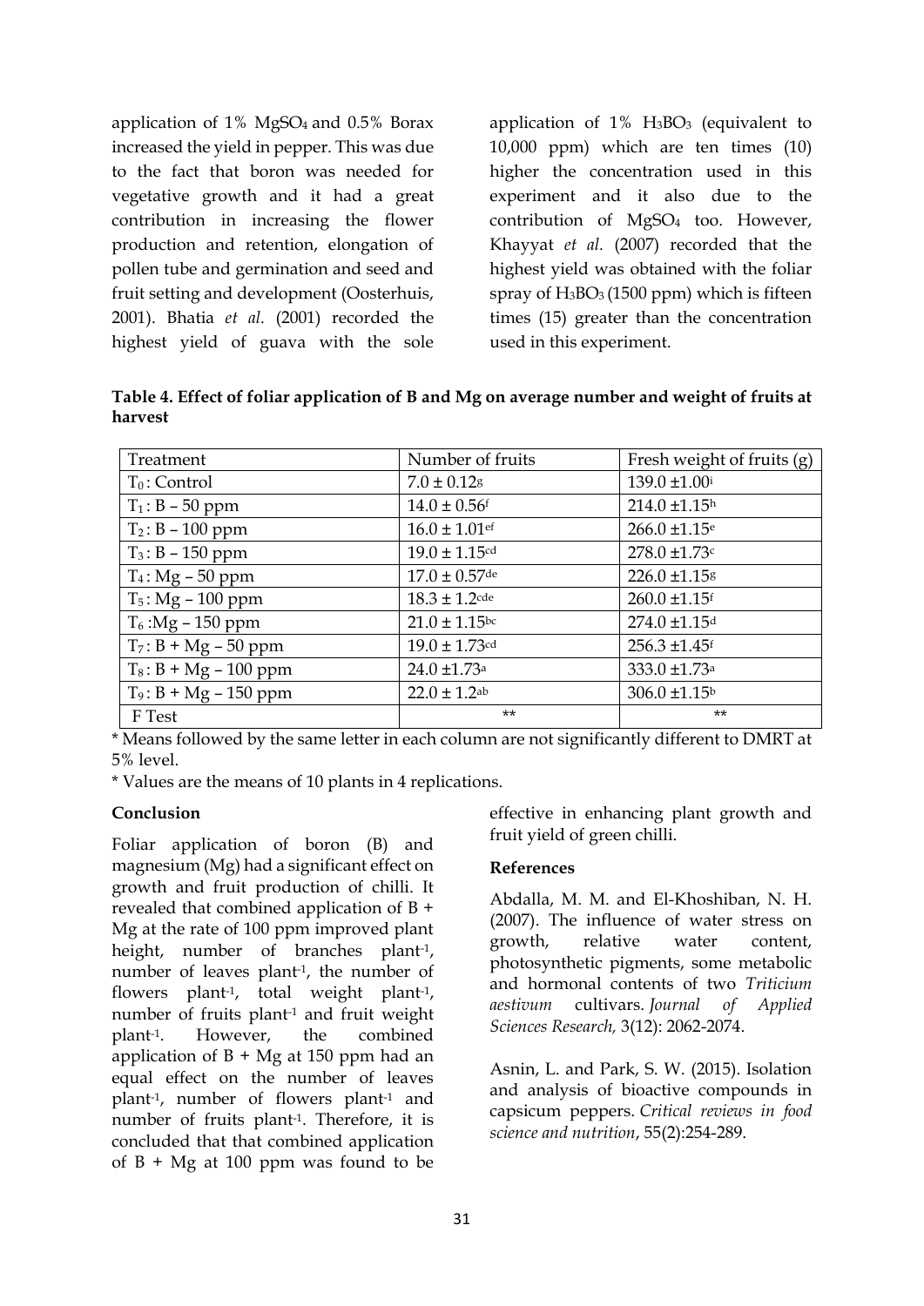application of 1% $MgSO_4$ and 0.5% Borax increased the yield in pepper. This was due to the fact that boron was needed for vegetative growth and it had a great contribution in increasing the flower production and retention, elongation of pollen tube and germination and seed and fruit setting and development (Oosterhuis, 2001). Bhatia *et al.* (2001) recorded the highest yield of guava with the sole application of 1% $H_3BO_3$ (equivalent to 10,000 ppm) which are ten times (10) higher the concentration used in this experiment and it also due to the contribution of $MgSO_4$ too. However, Khayyat *et al.* (2007) recorded that the highest yield was obtained with the foliar spray of $H_3BO_3$ (1500 ppm) which is fifteen times (15) greater than the concentration used in this experiment.

**Table 4. Effect of foliar application of B and Mg on average number and weight of fruits at harvest**

| Treatment | Number of fruits | Fresh weight of fruits (g) |
|---|---|---|
| $T_0$: Control | $7.0 \pm 0.12^{g}$ | $139.0 \pm 1.00^{i}$ |
| $T_1$: B – 50 ppm | $14.0 \pm 0.56^{f}$ | $214.0 \pm 1.15^{h}$ |
| $T_2$: B – 100 ppm | $16.0 \pm 1.01^{ef}$ | $266.0 \pm 1.15^{e}$ |
| $T_3$: B – 150 ppm | $19.0 \pm 1.15^{cd}$ | $278.0 \pm 1.73^{c}$ |
| $T_4$: Mg – 50 ppm | $17.0 \pm 0.57^{de}$ | $226.0 \pm 1.15^{g}$ |
| $T_5$: Mg – 100 ppm | $18.3 \pm 1.2^{cde}$ | $260.0 \pm 1.15^{f}$ |
| $T_6$: Mg – 150 ppm | $21.0 \pm 1.15^{bc}$ | $274.0 \pm 1.15^{d}$ |
| $T_7$: B + Mg – 50 ppm | $19.0 \pm 1.73^{cd}$ | $256.3 \pm 1.45^{f}$ |
| $T_8$: B + Mg – 100 ppm | $24.0 \pm 1.73^{a}$ | $333.0 \pm 1.73^{a}$ |
| $T_9$: B + Mg – 150 ppm | $22.0 \pm 1.2^{ab}$ | $306.0 \pm 1.15^{b}$ |
| F Test | ** | ** |

* Means followed by the same letter in each column are not significantly different to DMRT at 5% level.

* Values are the means of 10 plants in 4 replications.

**Conclusion**

Foliar application of boron (B) and magnesium (Mg) had a significant effect on growth and fruit production of chilli. It revealed that combined application of B + Mg at the rate of 100 ppm improved plant height, number of branches plant$^{-1}$, number of leaves plant$^{-1}$, the number of flowers plant$^{-1}$, total weight plant$^{-1}$, number of fruits plant$^{-1}$ and fruit weight plant$^{-1}$. However, the combined application of B + Mg at 150 ppm had an equal effect on the number of leaves plant$^{-1}$, number of flowers plant$^{-1}$ and number of fruits plant$^{-1}$. Therefore, it is concluded that that combined application of B + Mg at 100 ppm was found to be effective in enhancing plant growth and fruit yield of green chilli.

**References**

Abdalla, M. M. and El-Khoshiban, N. H. (2007). The influence of water stress on growth, relative water content, photosynthetic pigments, some metabolic and hormonal contents of two *Triticium aestivum* cultivars. *Journal of Applied Sciences Research,* 3(12): 2062-2074.

Asnin, L. and Park, S. W. (2015). Isolation and analysis of bioactive compounds in capsicum peppers. *Critical reviews in food science and nutrition*, 55(2):254-289.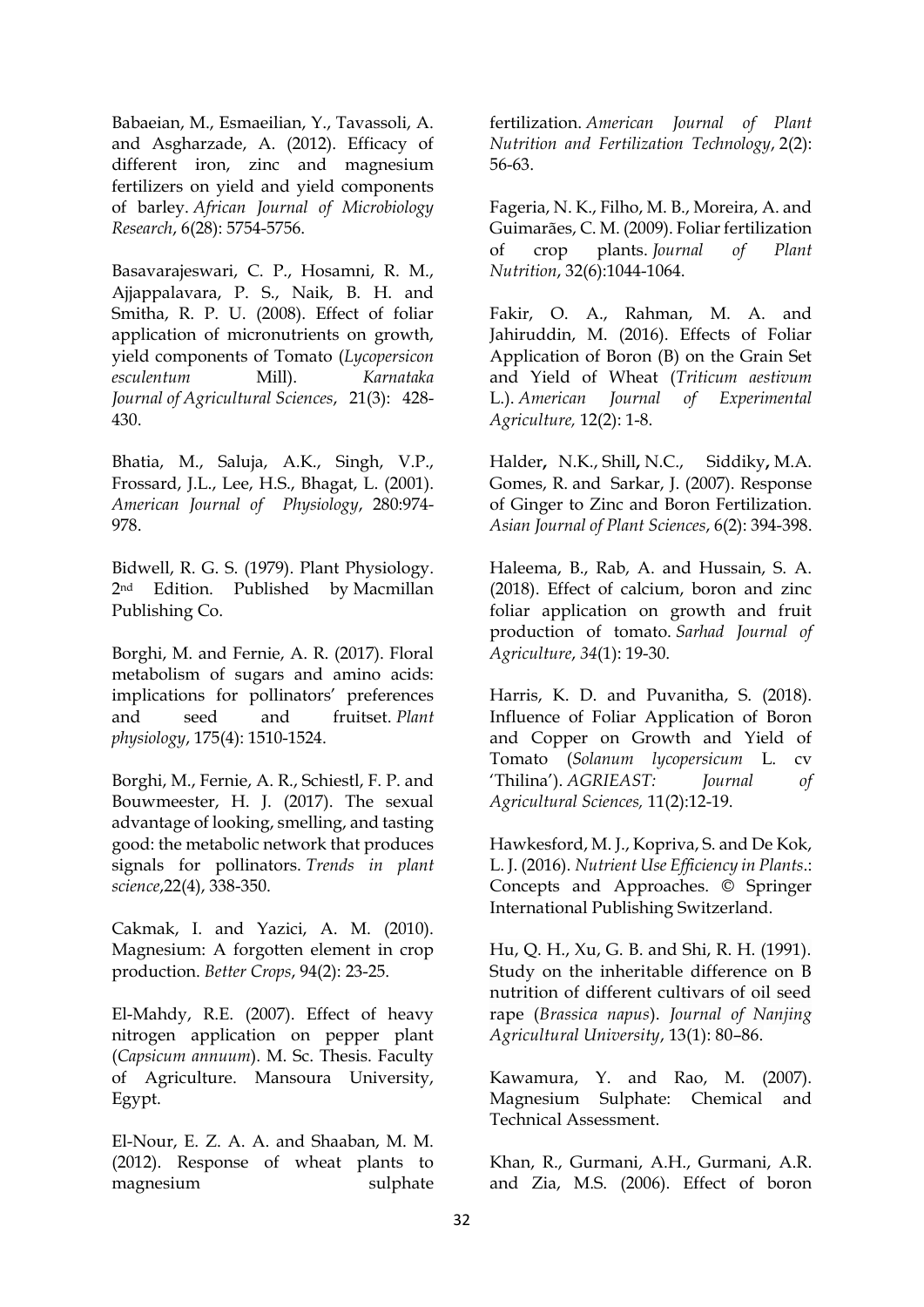Babaeian, M., Esmaeilian, Y., Tavassoli, A. and Asgharzade, A. (2012). Efficacy of different iron, zinc and magnesium fertilizers on yield and yield components of barley. *African Journal of Microbiology Research*, 6(28): 5754-5756.

Basavarajeswari, C. P., Hosamni, R. M., Ajjappalavara, P. S., Naik, B. H. and Smitha, R. P. U. (2008). Effect of foliar application of micronutrients on growth, yield components of Tomato (*Lycopersicon esculentum* Mill). *Karnataka Journal of Agricultural Sciences*, 21(3): 428-430.

Bhatia, M., Saluja, A.K., Singh, V.P., Frossard, J.L., Lee, H.S., Bhagat, L. (2001). *American Journal of Physiology*, 280:974-978.

Bidwell, R. G. S. (1979). Plant Physiology. 2nd Edition. Published by Macmillan Publishing Co.

Borghi, M. and Fernie, A. R. (2017). Floral metabolism of sugars and amino acids: implications for pollinators' preferences and seed and fruitset. *Plant physiology*, 175(4): 1510-1524.

Borghi, M., Fernie, A. R., Schiestl, F. P. and Bouwmeester, H. J. (2017). The sexual advantage of looking, smelling, and tasting good: the metabolic network that produces signals for pollinators. *Trends in plant science*,22(4), 338-350.

Cakmak, I. and Yazici, A. M. (2010). Magnesium: A forgotten element in crop production. *Better Crops*, 94(2): 23-25.

El-Mahdy, R.E. (2007). Effect of heavy nitrogen application on pepper plant (*Capsicum annuum*). M. Sc. Thesis. Faculty of Agriculture. Mansoura University, Egypt.

El-Nour, E. Z. A. A. and Shaaban, M. M. (2012). Response of wheat plants to magnesium sulphate fertilization. *American Journal of Plant Nutrition and Fertilization Technology*, 2(2): 56-63.

Fageria, N. K., Filho, M. B., Moreira, A. and Guimarães, C. M. (2009). Foliar fertilization of crop plants. *Journal of Plant Nutrition*, 32(6):1044-1064.

Fakir, O. A., Rahman, M. A. and Jahiruddin, M. (2016). Effects of Foliar Application of Boron (B) on the Grain Set and Yield of Wheat (*Triticum aestivum* L.). *American Journal of Experimental Agriculture,* 12(2): 1-8.

Halder, N.K., Shill, N.C., Siddiky, M.A. Gomes, R. and Sarkar, J. (2007). Response of Ginger to Zinc and Boron Fertilization. *Asian Journal of Plant Sciences*, 6(2): 394-398.

Haleema, B., Rab, A. and Hussain, S. A. (2018). Effect of calcium, boron and zinc foliar application on growth and fruit production of tomato. *Sarhad Journal of Agriculture*, *34*(1): 19-30.

Harris, K. D. and Puvanitha, S. (2018). Influence of Foliar Application of Boron and Copper on Growth and Yield of Tomato (*Solanum lycopersicum* L. cv 'Thilina'). *AGRIEAST: Journal of Agricultural Sciences,* 11(2):12-19.

Hawkesford, M. J., Kopriva, S. and De Kok, L. J. (2016). *Nutrient Use Efficiency in Plants*.: Concepts and Approaches. © Springer International Publishing Switzerland.

Hu, Q. H., Xu, G. B. and Shi, R. H. (1991). Study on the inheritable difference on B nutrition of different cultivars of oil seed rape (*Brassica napus*). *Journal of Nanjing Agricultural University*, 13(1): 80–86.

Kawamura, Y. and Rao, M. (2007). Magnesium Sulphate: Chemical and Technical Assessment.

Khan, R., Gurmani, A.H., Gurmani, A.R. and Zia, M.S. (2006). Effect of boron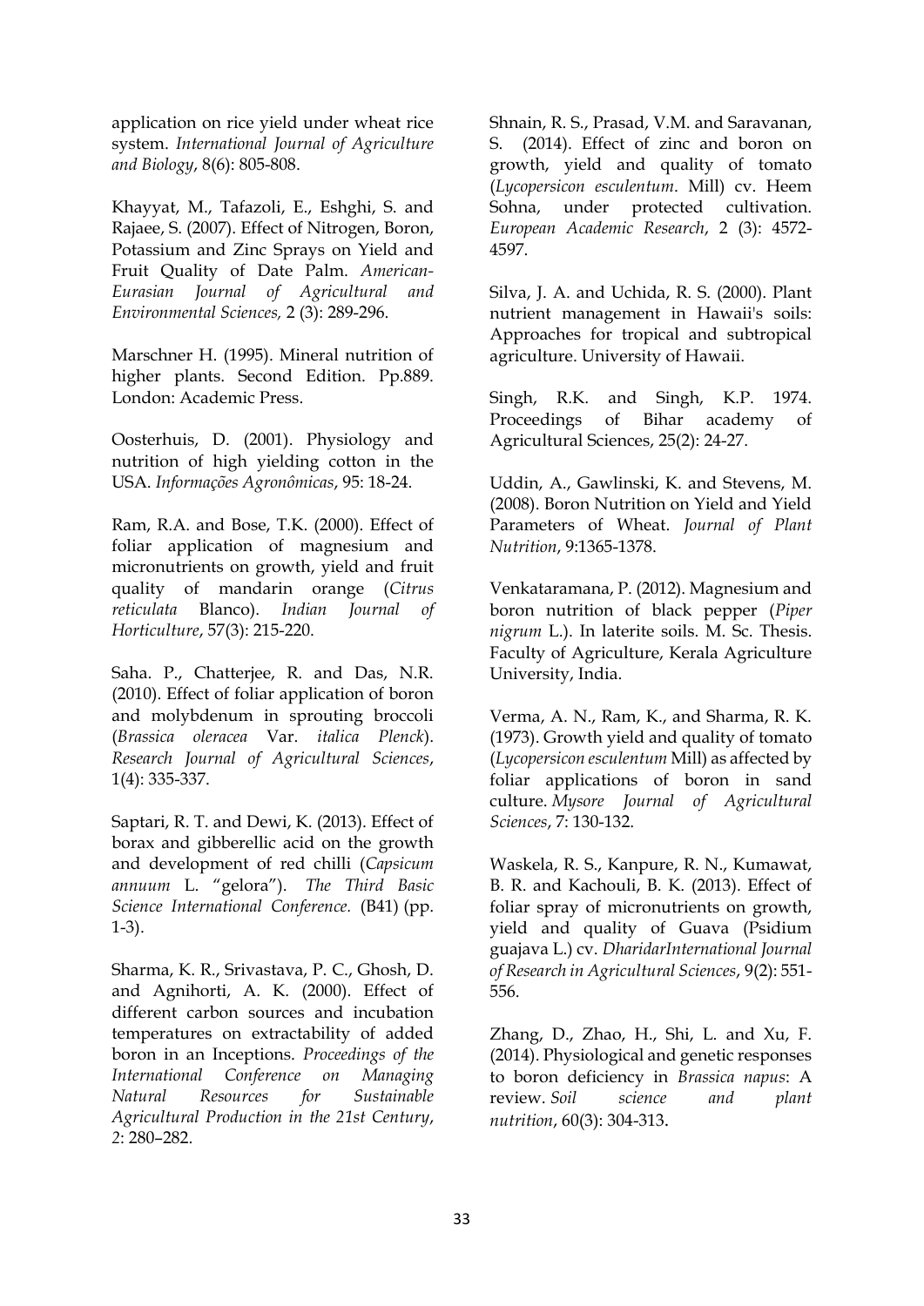application on rice yield under wheat rice system. *International Journal of Agriculture and Biology*, 8(6): 805-808.

Khayyat, M., Tafazoli, E., Eshghi, S. and Rajaee, S. (2007). Effect of Nitrogen, Boron, Potassium and Zinc Sprays on Yield and Fruit Quality of Date Palm. *American-Eurasian Journal of Agricultural and Environmental Sciences,* 2 (3): 289-296.

Marschner H. (1995). Mineral nutrition of higher plants. Second Edition. Pp.889. London: Academic Press.

Oosterhuis, D. (2001). Physiology and nutrition of high yielding cotton in the USA. *Informações Agronômicas*, 95: 18-24.

Ram, R.A. and Bose, T.K. (2000). Effect of foliar application of magnesium and micronutrients on growth, yield and fruit quality of mandarin orange (*Citrus reticulata* Blanco). *Indian Journal of Horticulture*, 57(3): 215-220.

Saha. P., Chatterjee, R. and Das, N.R. (2010). Effect of foliar application of boron and molybdenum in sprouting broccoli (*Brassica oleracea* Var. *italica Plenck*). *Research Journal of Agricultural Sciences*, 1(4): 335-337.

Saptari, R. T. and Dewi, K. (2013). Effect of borax and gibberellic acid on the growth and development of red chilli (*Capsicum annuum* L. "gelora"). *The Third Basic Science International Conference.* (B41) (pp. 1-3).

Sharma, K. R., Srivastava, P. C., Ghosh, D. and Agnihorti, A. K. (2000). Effect of different carbon sources and incubation temperatures on extractability of added boron in an Inceptions. *Proceedings of the International Conference on Managing Natural Resources for Sustainable Agricultural Production in the 21st Century*, *2*: 280–282.

Shnain, R. S., Prasad, V.M. and Saravanan, S. (2014). Effect of zinc and boron on growth, yield and quality of tomato (*Lycopersicon esculentum*. Mill) cv. Heem Sohna, under protected cultivation. *European Academic Research*, 2 (3): 4572-4597.

Silva, J. A. and Uchida, R. S. (2000). Plant nutrient management in Hawaii's soils: Approaches for tropical and subtropical agriculture. University of Hawaii.

Singh, R.K. and Singh, K.P. 1974. Proceedings of Bihar academy of Agricultural Sciences, 25(2): 24-27.

Uddin, A., Gawlinski, K. and Stevens, M. (2008). Boron Nutrition on Yield and Yield Parameters of Wheat. *Journal of Plant Nutrition*, 9:1365-1378.

Venkataramana, P. (2012). Magnesium and boron nutrition of black pepper (*Piper nigrum* L.). In laterite soils. M. Sc. Thesis. Faculty of Agriculture, Kerala Agriculture University, India.

Verma, A. N., Ram, K., and Sharma, R. K. (1973). Growth yield and quality of tomato (*Lycopersicon esculentum* Mill) as affected by foliar applications of boron in sand culture. *Mysore Journal of Agricultural Sciences*, 7: 130-132.

Waskela, R. S., Kanpure, R. N., Kumawat, B. R. and Kachouli, B. K. (2013). Effect of foliar spray of micronutrients on growth, yield and quality of Guava (Psidium guajava L.) cv. *DharidarInternational Journal of Research in Agricultural Sciences*, 9(2): 551-556.

Zhang, D., Zhao, H., Shi, L. and Xu, F. (2014). Physiological and genetic responses to boron deficiency in *Brassica napus*: A review. *Soil science and plant nutrition*, 60(3): 304-313.